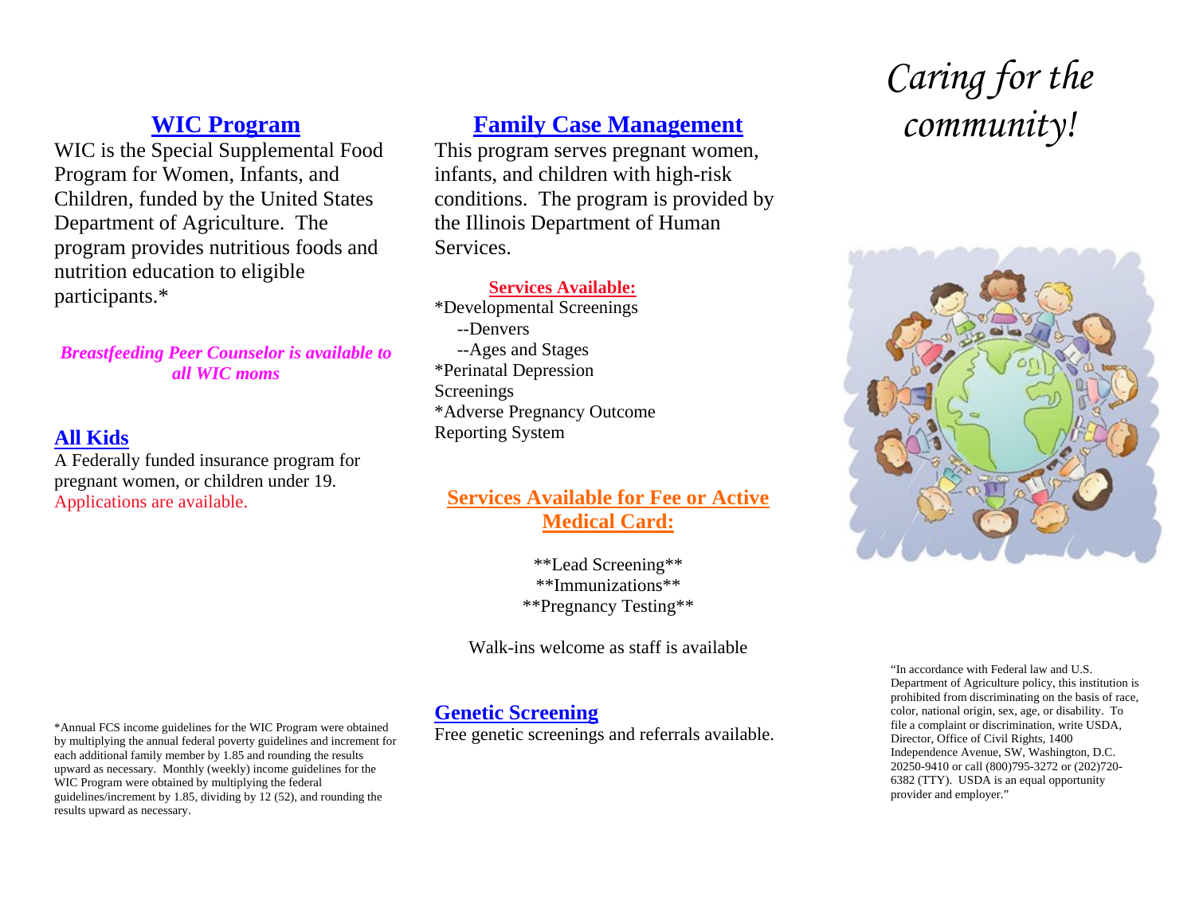## WIC Program

WIC is the Special Supplemental Food Program for Women, Infants, and Children, funded by the United States Department of Agriculture. The program provides nutritious foods and nutrition education to eligible participants.*

***Breastfeeding Peer Counselor is available to all WIC moms***

## All Kids

A Federally funded insurance program for pregnant women, or children under 19. Applications are available.

*Annual FCS income guidelines for the WIC Program were obtained by multiplying the annual federal poverty guidelines and increment for each additional family member by 1.85 and rounding the results upward as necessary. Monthly (weekly) income guidelines for the WIC Program were obtained by multiplying the federal guidelines/increment by 1.85, dividing by 12 (52), and rounding the results upward as necessary.

## Family Case Management

This program serves pregnant women, infants, and children with high-risk conditions. The program is provided by the Illinois Department of Human Services.

### Services Available:

*Developmental Screenings
  --Denvers
  --Ages and Stages
*Perinatal Depression Screenings
*Adverse Pregnancy Outcome Reporting System

### Services Available for Fee or Active Medical Card:

**Lead Screening**
**Immunizations**
**Pregnancy Testing**

Walk-ins welcome as staff is available

## Genetic Screening

Free genetic screenings and referrals available.

# *Caring for the community!*

"In accordance with Federal law and U.S. Department of Agriculture policy, this institution is prohibited from discriminating on the basis of race, color, national origin, sex, age, or disability. To file a complaint or discrimination, write USDA, Director, Office of Civil Rights, 1400 Independence Avenue, SW, Washington, D.C. 20250-9410 or call (800)795-3272 or (202)720-6382 (TTY). USDA is an equal opportunity provider and employer."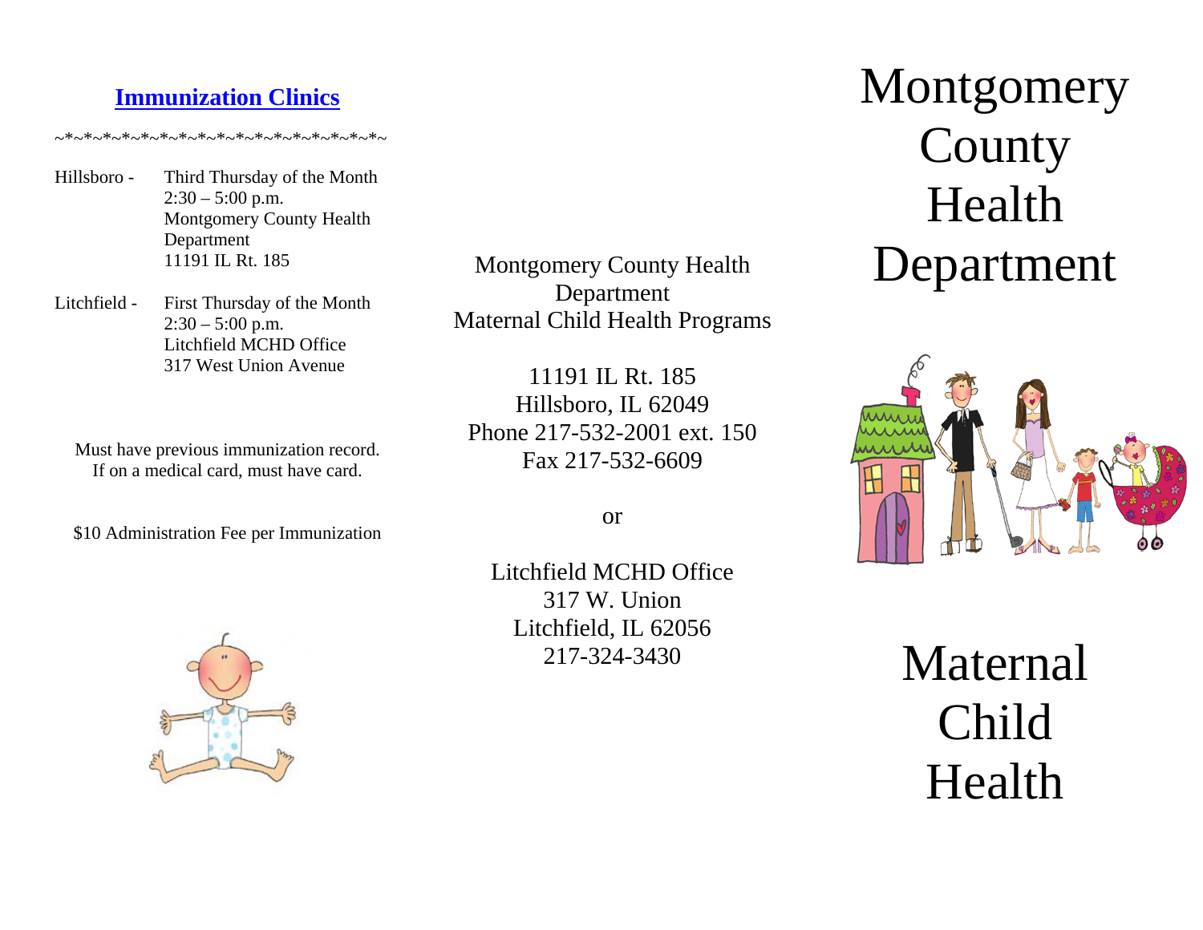## Immunization Clinics

~*~*~*~*~*~*~*~*~*~*~*~*~*~*~*~*~*~*~*~

Hillsboro - Third Thursday of the Month
2:30 – 5:00 p.m.
Montgomery County Health Department
11191 IL Rt. 185

Litchfield - First Thursday of the Month
2:30 – 5:00 p.m.
Litchfield MCHD Office
317 West Union Avenue

Must have previous immunization record.
If on a medical card, must have card.

$10 Administration Fee per Immunization

Montgomery County Health Department
Maternal Child Health Programs

11191 IL Rt. 185
Hillsboro, IL 62049
Phone 217-532-2001 ext. 150
Fax 217-532-6609

or

Litchfield MCHD Office
317 W. Union
Litchfield, IL 62056
217-324-3430

# Montgomery County Health Department

# Maternal Child Health